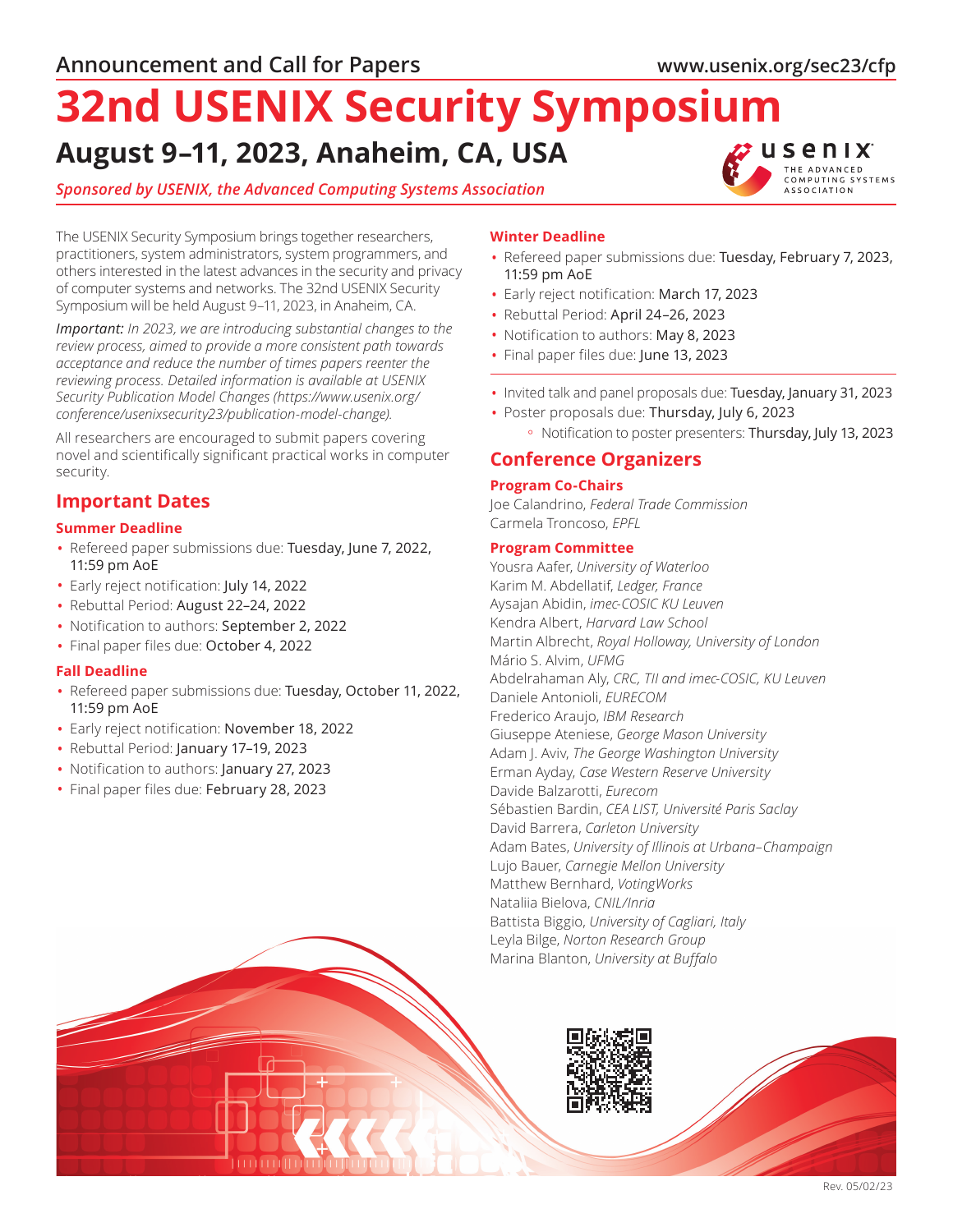Announcement and Call for Papers

www.usenix.org/sec23/cfp

# 32nd USENIX Security Symposium

## August 9–11, 2023, Anaheim, CA, USA

*Sponsored by USENIX, the Advanced Computing Systems Association*

The USENIX Security Symposium brings together researchers, practitioners, system administrators, system programmers, and others interested in the latest advances in the security and privacy of computer systems and networks. The 32nd USENIX Security Symposium will be held August 9–11, 2023, in Anaheim, CA.

***Important:*** *In 2023, we are introducing substantial changes to the review process, aimed to provide a more consistent path towards acceptance and reduce the number of times papers reenter the reviewing process. Detailed information is available at USENIX Security Publication Model Changes (https://www.usenix.org/conference/usenixsecurity23/publication-model-change).*

All researchers are encouraged to submit papers covering novel and scientifically significant practical works in computer security.

## Important Dates

### Summer Deadline

- Refereed paper submissions due: Tuesday, June 7, 2022, 11:59 pm AoE
- Early reject notification: July 14, 2022
- Rebuttal Period: August 22–24, 2022
- Notification to authors: September 2, 2022
- Final paper files due: October 4, 2022

### Fall Deadline

- Refereed paper submissions due: Tuesday, October 11, 2022, 11:59 pm AoE
- Early reject notification: November 18, 2022
- Rebuttal Period: January 17–19, 2023
- Notification to authors: January 27, 2023
- Final paper files due: February 28, 2023

### Winter Deadline

- Refereed paper submissions due: Tuesday, February 7, 2023, 11:59 pm AoE
- Early reject notification: March 17, 2023
- Rebuttal Period: April 24–26, 2023
- Notification to authors: May 8, 2023
- Final paper files due: June 13, 2023

---

- Invited talk and panel proposals due: Tuesday, January 31, 2023
- Poster proposals due: Thursday, July 6, 2023
  - Notification to poster presenters: Thursday, July 13, 2023

## Conference Organizers

### Program Co-Chairs

Joe Calandrino, *Federal Trade Commission*
Carmela Troncoso, *EPFL*

### Program Committee

Yousra Aafer, *University of Waterloo*
Karim M. Abdellatif, *Ledger, France*
Aysajan Abidin, *imec-COSIC KU Leuven*
Kendra Albert, *Harvard Law School*
Martin Albrecht, *Royal Holloway, University of London*
Mário S. Alvim, *UFMG*
Abdelrahaman Aly, *CRC, TII and imec-COSIC, KU Leuven*
Daniele Antonioli, *EURECOM*
Frederico Araujo, *IBM Research*
Giuseppe Ateniese, *George Mason University*
Adam J. Aviv, *The George Washington University*
Erman Ayday, *Case Western Reserve University*
Davide Balzarotti, *Eurecom*
Sébastien Bardin, *CEA LIST, Université Paris Saclay*
David Barrera, *Carleton University*
Adam Bates, *University of Illinois at Urbana–Champaign*
Lujo Bauer, *Carnegie Mellon University*
Matthew Bernhard, *VotingWorks*
Nataliia Bielova, *CNIL/Inria*
Battista Biggio, *University of Cagliari, Italy*
Leyla Bilge, *Norton Research Group*
Marina Blanton, *University at Buffalo*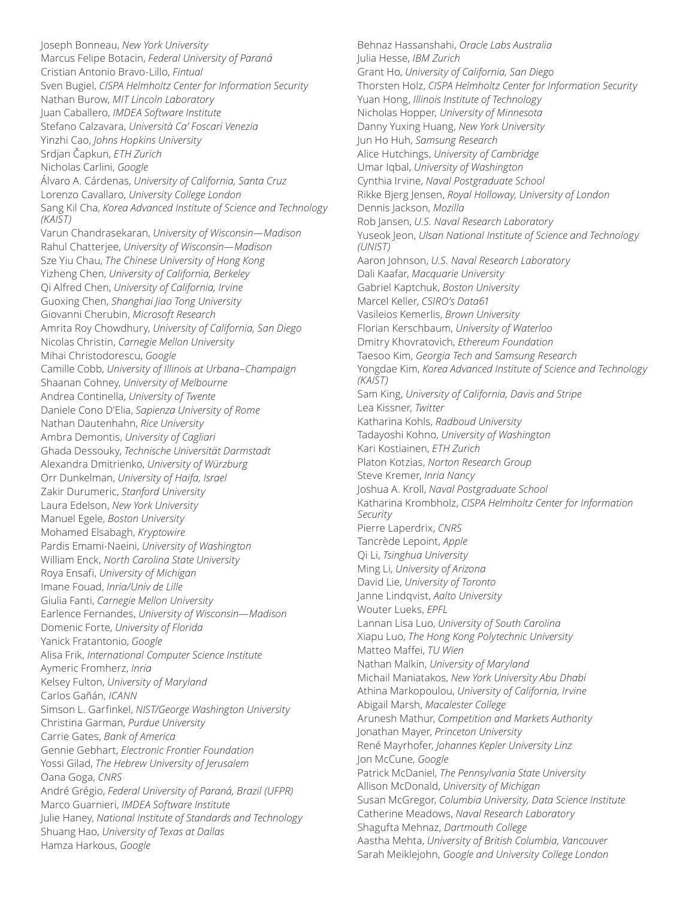Joseph Bonneau, *New York University*
Marcus Felipe Botacin, *Federal University of Paraná*
Cristian Antonio Bravo-Lillo, *Fintual*
Sven Bugiel, *CISPA Helmholtz Center for Information Security*
Nathan Burow, *MIT Lincoln Laboratory*
Juan Caballero, *IMDEA Software Institute*
Stefano Calzavara, *Università Ca' Foscari Venezia*
Yinzhi Cao, *Johns Hopkins University*
Srdjan Čapkun, *ETH Zurich*
Nicholas Carlini, *Google*
Álvaro A. Cárdenas, *University of California, Santa Cruz*
Lorenzo Cavallaro, *University College London*
Sang Kil Cha, *Korea Advanced Institute of Science and Technology (KAIST)*
Varun Chandrasekaran, *University of Wisconsin—Madison*
Rahul Chatterjee, *University of Wisconsin—Madison*
Sze Yiu Chau, *The Chinese University of Hong Kong*
Yizheng Chen, *University of California, Berkeley*
Qi Alfred Chen, *University of California, Irvine*
Guoxing Chen, *Shanghai Jiao Tong University*
Giovanni Cherubin, *Microsoft Research*
Amrita Roy Chowdhury, *University of California, San Diego*
Nicolas Christin, *Carnegie Mellon University*
Mihai Christodorescu, *Google*
Camille Cobb, *University of Illinois at Urbana–Champaign*
Shaanan Cohney, *University of Melbourne*
Andrea Continella, *University of Twente*
Daniele Cono D'Elia, *Sapienza University of Rome*
Nathan Dautenhahn, *Rice University*
Ambra Demontis, *University of Cagliari*
Ghada Dessouky, *Technische Universität Darmstadt*
Alexandra Dmitrienko, *University of Würzburg*
Orr Dunkelman, *University of Haifa, Israel*
Zakir Durumeric, *Stanford University*
Laura Edelson, *New York University*
Manuel Egele, *Boston University*
Mohamed Elsabagh, *Kryptowire*
Pardis Emami-Naeini, *University of Washington*
William Enck, *North Carolina State University*
Roya Ensafi, *University of Michigan*
Imane Fouad, *Inria/Univ de Lille*
Giulia Fanti, *Carnegie Mellon University*
Earlence Fernandes, *University of Wisconsin—Madison*
Domenic Forte, *University of Florida*
Yanick Fratantonio, *Google*
Alisa Frik, *International Computer Science Institute*
Aymeric Fromherz, *Inria*
Kelsey Fulton, *University of Maryland*
Carlos Gañán, *ICANN*
Simson L. Garfinkel, *NIST/George Washington University*
Christina Garman, *Purdue University*
Carrie Gates, *Bank of America*
Gennie Gebhart, *Electronic Frontier Foundation*
Yossi Gilad, *The Hebrew University of Jerusalem*
Oana Goga, *CNRS*
André Grégio, *Federal University of Paraná, Brazil (UFPR)*
Marco Guarnieri, *IMDEA Software Institute*
Julie Haney, *National Institute of Standards and Technology*
Shuang Hao, *University of Texas at Dallas*
Hamza Harkous, *Google*
Behnaz Hassanshahi, *Oracle Labs Australia*
Julia Hesse, *IBM Zurich*
Grant Ho, *University of California, San Diego*
Thorsten Holz, *CISPA Helmholtz Center for Information Security*
Yuan Hong, *Illinois Institute of Technology*
Nicholas Hopper, *University of Minnesota*
Danny Yuxing Huang, *New York University*
Jun Ho Huh, *Samsung Research*
Alice Hutchings, *University of Cambridge*
Umar Iqbal, *University of Washington*
Cynthia Irvine, *Naval Postgraduate School*
Rikke Bjerg Jensen, *Royal Holloway, University of London*
Dennis Jackson, *Mozilla*
Rob Jansen, *U.S. Naval Research Laboratory*
Yuseok Jeon, *Ulsan National Institute of Science and Technology (UNIST)*
Aaron Johnson, *U.S. Naval Research Laboratory*
Dali Kaafar, *Macquarie University*
Gabriel Kaptchuk, *Boston University*
Marcel Keller, *CSIRO's Data61*
Vasileios Kemerlis, *Brown University*
Florian Kerschbaum, *University of Waterloo*
Dmitry Khovratovich, *Ethereum Foundation*
Taesoo Kim, *Georgia Tech and Samsung Research*
Yongdae Kim, *Korea Advanced Institute of Science and Technology (KAIST)*
Sam King, *University of California, Davis and Stripe*
Lea Kissner, *Twitter*
Katharina Kohls, *Radboud University*
Tadayoshi Kohno, *University of Washington*
Kari Kostiainen, *ETH Zurich*
Platon Kotzias, *Norton Research Group*
Steve Kremer, *Inria Nancy*
Joshua A. Kroll, *Naval Postgraduate School*
Katharina Krombholz, *CISPA Helmholtz Center for Information Security*
Pierre Laperdrix, *CNRS*
Tancrède Lepoint, *Apple*
Qi Li, *Tsinghua University*
Ming Li, *University of Arizona*
David Lie, *University of Toronto*
Janne Lindqvist, *Aalto University*
Wouter Lueks, *EPFL*
Lannan Lisa Luo, *University of South Carolina*
Xiapu Luo, *The Hong Kong Polytechnic University*
Matteo Maffei, *TU Wien*
Nathan Malkin, *University of Maryland*
Michail Maniatakos, *New York University Abu Dhabi*
Athina Markopoulou, *University of California, Irvine*
Abigail Marsh, *Macalester College*
Arunesh Mathur, *Competition and Markets Authority*
Jonathan Mayer, *Princeton University*
René Mayrhofer, *Johannes Kepler University Linz*
Jon McCune, *Google*
Patrick McDaniel, *The Pennsylvania State University*
Allison McDonald, *University of Michigan*
Susan McGregor, *Columbia University, Data Science Institute*
Catherine Meadows, *Naval Research Laboratory*
Shagufta Mehnaz, *Dartmouth College*
Aastha Mehta, *University of British Columbia, Vancouver*
Sarah Meiklejohn, *Google and University College London*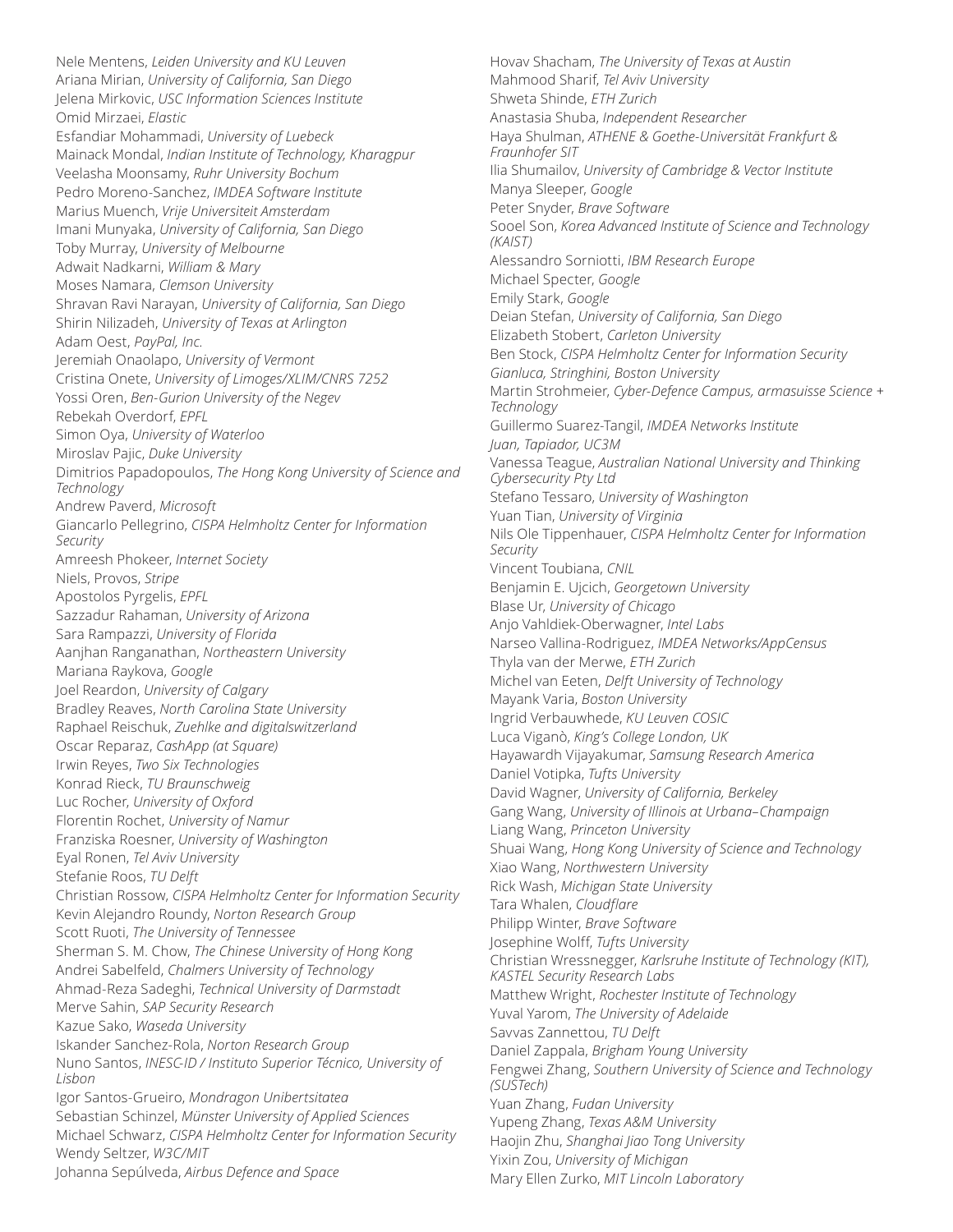Nele Mentens, *Leiden University and KU Leuven*
Ariana Mirian, *University of California, San Diego*
Jelena Mirkovic, *USC Information Sciences Institute*
Omid Mirzaei, *Elastic*
Esfandiar Mohammadi, *University of Luebeck*
Mainack Mondal, *Indian Institute of Technology, Kharagpur*
Veelasha Moonsamy, *Ruhr University Bochum*
Pedro Moreno-Sanchez, *IMDEA Software Institute*
Marius Muench, *Vrije Universiteit Amsterdam*
Imani Munyaka, *University of California, San Diego*
Toby Murray, *University of Melbourne*
Adwait Nadkarni, *William & Mary*
Moses Namara, *Clemson University*
Shravan Ravi Narayan, *University of California, San Diego*
Shirin Nilizadeh, *University of Texas at Arlington*
Adam Oest, *PayPal, Inc.*
Jeremiah Onaolapo, *University of Vermont*
Cristina Onete, *University of Limoges/XLIM/CNRS 7252*
Yossi Oren, *Ben-Gurion University of the Negev*
Rebekah Overdorf, *EPFL*
Simon Oya, *University of Waterloo*
Miroslav Pajic, *Duke University*
Dimitrios Papadopoulos, *The Hong Kong University of Science and Technology*
Andrew Paverd, *Microsoft*
Giancarlo Pellegrino, *CISPA Helmholtz Center for Information Security*
Amreesh Phokeer, *Internet Society*
Niels, Provos, *Stripe*
Apostolos Pyrgelis, *EPFL*
Sazzadur Rahaman, *University of Arizona*
Sara Rampazzi, *University of Florida*
Aanjhan Ranganathan, *Northeastern University*
Mariana Raykova, *Google*
Joel Reardon, *University of Calgary*
Bradley Reaves, *North Carolina State University*
Raphael Reischuk, *Zuehlke and digitalswitzerland*
Oscar Reparaz, *CashApp (at Square)*
Irwin Reyes, *Two Six Technologies*
Konrad Rieck, *TU Braunschweig*
Luc Rocher, *University of Oxford*
Florentin Rochet, *University of Namur*
Franziska Roesner, *University of Washington*
Eyal Ronen, *Tel Aviv University*
Stefanie Roos, *TU Delft*
Christian Rossow, *CISPA Helmholtz Center for Information Security*
Kevin Alejandro Roundy, *Norton Research Group*
Scott Ruoti, *The University of Tennessee*
Sherman S. M. Chow, *The Chinese University of Hong Kong*
Andrei Sabelfeld, *Chalmers University of Technology*
Ahmad-Reza Sadeghi, *Technical University of Darmstadt*
Merve Sahin, *SAP Security Research*
Kazue Sako, *Waseda University*
Iskander Sanchez-Rola, *Norton Research Group*
Nuno Santos, *INESC-ID / Instituto Superior Técnico, University of Lisbon*
Igor Santos-Grueiro, *Mondragon Unibertsitatea*
Sebastian Schinzel, *Münster University of Applied Sciences*
Michael Schwarz, *CISPA Helmholtz Center for Information Security*
Wendy Seltzer, *W3C/MIT*
Johanna Sepúlveda, *Airbus Defence and Space*
Hovav Shacham, *The University of Texas at Austin*
Mahmood Sharif, *Tel Aviv University*
Shweta Shinde, *ETH Zurich*
Anastasia Shuba, *Independent Researcher*
Haya Shulman, *ATHENE & Goethe-Universität Frankfurt & Fraunhofer SIT*
Ilia Shumailov, *University of Cambridge & Vector Institute*
Manya Sleeper, *Google*
Peter Snyder, *Brave Software*
Sooel Son, *Korea Advanced Institute of Science and Technology (KAIST)*
Alessandro Sorniotti, *IBM Research Europe*
Michael Specter, *Google*
Emily Stark, *Google*
Deian Stefan, *University of California, San Diego*
Elizabeth Stobert, *Carleton University*
Ben Stock, *CISPA Helmholtz Center for Information Security*
*Gianluca, Stringhini, Boston University*
Martin Strohmeier, *Cyber-Defence Campus, armasuisse Science + Technology*
Guillermo Suarez-Tangil, *IMDEA Networks Institute*
*Juan, Tapiador, UC3M*
Vanessa Teague, *Australian National University and Thinking Cybersecurity Pty Ltd*
Stefano Tessaro, *University of Washington*
Yuan Tian, *University of Virginia*
Nils Ole Tippenhauer, *CISPA Helmholtz Center for Information Security*
Vincent Toubiana, *CNIL*
Benjamin E. Ujcich, *Georgetown University*
Blase Ur, *University of Chicago*
Anjo Vahldiek-Oberwagner, *Intel Labs*
Narseo Vallina-Rodriguez, *IMDEA Networks/AppCensus*
Thyla van der Merwe, *ETH Zurich*
Michel van Eeten, *Delft University of Technology*
Mayank Varia, *Boston University*
Ingrid Verbauwhede, *KU Leuven COSIC*
Luca Viganò, *King's College London, UK*
Hayawardh Vijayakumar, *Samsung Research America*
Daniel Votipka, *Tufts University*
David Wagner, *University of California, Berkeley*
Gang Wang, *University of Illinois at Urbana–Champaign*
Liang Wang, *Princeton University*
Shuai Wang, *Hong Kong University of Science and Technology*
Xiao Wang, *Northwestern University*
Rick Wash, *Michigan State University*
Tara Whalen, *Cloudflare*
Philipp Winter, *Brave Software*
Josephine Wolff, *Tufts University*
Christian Wressnegger, *Karlsruhe Institute of Technology (KIT), KASTEL Security Research Labs*
Matthew Wright, *Rochester Institute of Technology*
Yuval Yarom, *The University of Adelaide*
Savvas Zannettou, *TU Delft*
Daniel Zappala, *Brigham Young University*
Fengwei Zhang, *Southern University of Science and Technology (SUSTech)*
Yuan Zhang, *Fudan University*
Yupeng Zhang, *Texas A&M University*
Haojin Zhu, *Shanghai Jiao Tong University*
Yixin Zou, *University of Michigan*
Mary Ellen Zurko, *MIT Lincoln Laboratory*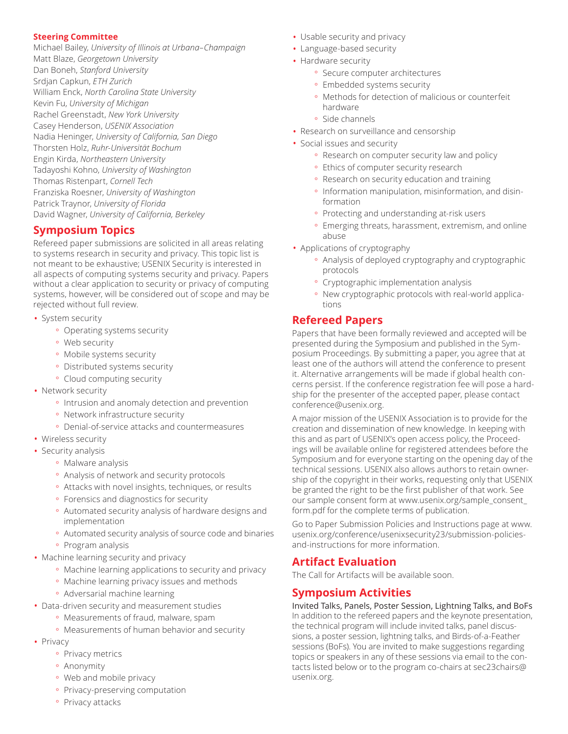**Steering Committee**

Michael Bailey, *University of Illinois at Urbana–Champaign*
Matt Blaze, *Georgetown University*
Dan Boneh, *Stanford University*
Srdjan Capkun, *ETH Zurich*
William Enck, *North Carolina State University*
Kevin Fu, *University of Michigan*
Rachel Greenstadt, *New York University*
Casey Henderson, *USENIX Association*
Nadia Heninger, *University of California, San Diego*
Thorsten Holz, *Ruhr-Universität Bochum*
Engin Kirda, *Northeastern University*
Tadayoshi Kohno, *University of Washington*
Thomas Ristenpart, *Cornell Tech*
Franziska Roesner, *University of Washington*
Patrick Traynor, *University of Florida*
David Wagner, *University of California, Berkeley*

## Symposium Topics

Refereed paper submissions are solicited in all areas relating to systems research in security and privacy. This topic list is not meant to be exhaustive; USENIX Security is interested in all aspects of computing systems security and privacy. Papers without a clear application to security or privacy of computing systems, however, will be considered out of scope and may be rejected without full review.

- System security
  - Operating systems security
  - Web security
  - Mobile systems security
  - Distributed systems security
  - Cloud computing security
- Network security
  - Intrusion and anomaly detection and prevention
  - Network infrastructure security
  - Denial-of-service attacks and countermeasures
- Wireless security
- Security analysis
  - Malware analysis
  - Analysis of network and security protocols
  - Attacks with novel insights, techniques, or results
  - Forensics and diagnostics for security
  - Automated security analysis of hardware designs and implementation
  - Automated security analysis of source code and binaries
  - Program analysis
- Machine learning security and privacy
  - Machine learning applications to security and privacy
  - Machine learning privacy issues and methods
  - Adversarial machine learning
- Data-driven security and measurement studies
  - Measurements of fraud, malware, spam
  - Measurements of human behavior and security
- Privacy
  - Privacy metrics
  - Anonymity
  - Web and mobile privacy
  - Privacy-preserving computation
  - Privacy attacks
- Usable security and privacy
- Language-based security
- Hardware security
  - Secure computer architectures
  - Embedded systems security
  - Methods for detection of malicious or counterfeit hardware
  - Side channels
- Research on surveillance and censorship
- Social issues and security
  - Research on computer security law and policy
  - Ethics of computer security research
  - Research on security education and training
  - Information manipulation, misinformation, and disinformation
  - Protecting and understanding at-risk users
  - Emerging threats, harassment, extremism, and online abuse
- Applications of cryptography
  - Analysis of deployed cryptography and cryptographic protocols
  - Cryptographic implementation analysis
  - New cryptographic protocols with real-world applications

## Refereed Papers

Papers that have been formally reviewed and accepted will be presented during the Symposium and published in the Symposium Proceedings. By submitting a paper, you agree that at least one of the authors will attend the conference to present it. Alternative arrangements will be made if global health concerns persist. If the conference registration fee will pose a hardship for the presenter of the accepted paper, please contact conference@usenix.org.

A major mission of the USENIX Association is to provide for the creation and dissemination of new knowledge. In keeping with this and as part of USENIX's open access policy, the Proceedings will be available online for registered attendees before the Symposium and for everyone starting on the opening day of the technical sessions. USENIX also allows authors to retain ownership of the copyright in their works, requesting only that USENIX be granted the right to be the first publisher of that work. See our sample consent form at www.usenix.org/sample_consent_form.pdf for the complete terms of publication.

Go to Paper Submission Policies and Instructions page at www.usenix.org/conference/usenixsecurity23/submission-policies-and-instructions for more information.

## Artifact Evaluation

The Call for Artifacts will be available soon.

## Symposium Activities

Invited Talks, Panels, Poster Session, Lightning Talks, and BoFs

In addition to the refereed papers and the keynote presentation, the technical program will include invited talks, panel discussions, a poster session, lightning talks, and Birds-of-a-Feather sessions (BoFs). You are invited to make suggestions regarding topics or speakers in any of these sessions via email to the contacts listed below or to the program co-chairs at sec23chairs@usenix.org.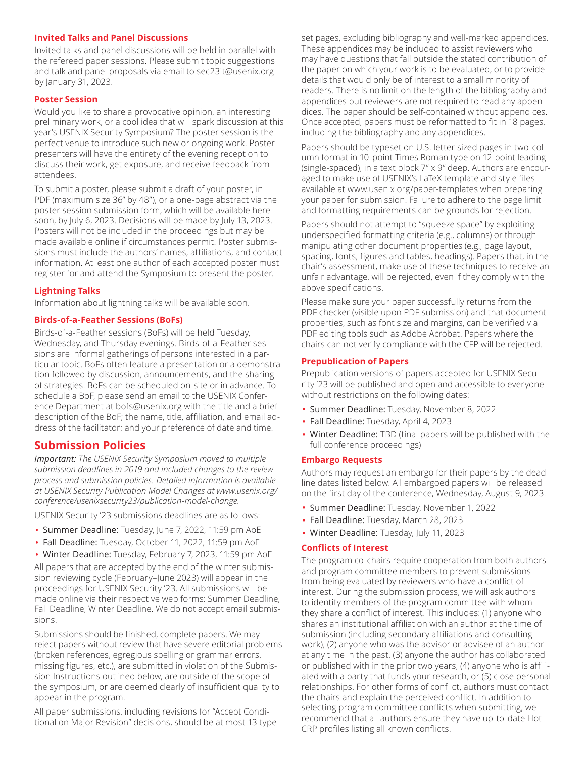### Invited Talks and Panel Discussions

Invited talks and panel discussions will be held in parallel with the refereed paper sessions. Please submit topic suggestions and talk and panel proposals via email to sec23it@usenix.org by January 31, 2023.

### Poster Session

Would you like to share a provocative opinion, an interesting preliminary work, or a cool idea that will spark discussion at this year's USENIX Security Symposium? The poster session is the perfect venue to introduce such new or ongoing work. Poster presenters will have the entirety of the evening reception to discuss their work, get exposure, and receive feedback from attendees.

To submit a poster, please submit a draft of your poster, in PDF (maximum size 36" by 48"), or a one-page abstract via the poster session submission form, which will be available here soon, by July 6, 2023. Decisions will be made by July 13, 2023. Posters will not be included in the proceedings but may be made available online if circumstances permit. Poster submissions must include the authors' names, affiliations, and contact information. At least one author of each accepted poster must register for and attend the Symposium to present the poster.

### Lightning Talks

Information about lightning talks will be available soon.

### Birds-of-a-Feather Sessions (BoFs)

Birds-of-a-Feather sessions (BoFs) will be held Tuesday, Wednesday, and Thursday evenings. Birds-of-a-Feather sessions are informal gatherings of persons interested in a particular topic. BoFs often feature a presentation or a demonstration followed by discussion, announcements, and the sharing of strategies. BoFs can be scheduled on-site or in advance. To schedule a BoF, please send an email to the USENIX Conference Department at bofs@usenix.org with the title and a brief description of the BoF; the name, title, affiliation, and email address of the facilitator; and your preference of date and time.

## Submission Policies

*Important: The USENIX Security Symposium moved to multiple submission deadlines in 2019 and included changes to the review process and submission policies. Detailed information is available at USENIX Security Publication Model Changes at www.usenix.org/conference/usenixsecurity23/publication-model-change.*

USENIX Security '23 submissions deadlines are as follows:

- Summer Deadline: Tuesday, June 7, 2022, 11:59 pm AoE
- Fall Deadline: Tuesday, October 11, 2022, 11:59 pm AoE
- Winter Deadline: Tuesday, February 7, 2023, 11:59 pm AoE

All papers that are accepted by the end of the winter submission reviewing cycle (February–June 2023) will appear in the proceedings for USENIX Security '23. All submissions will be made online via their respective web forms: Summer Deadline, Fall Deadline, Winter Deadline. We do not accept email submissions.

Submissions should be finished, complete papers. We may reject papers without review that have severe editorial problems (broken references, egregious spelling or grammar errors, missing figures, etc.), are submitted in violation of the Submission Instructions outlined below, are outside of the scope of the symposium, or are deemed clearly of insufficient quality to appear in the program.

All paper submissions, including revisions for "Accept Conditional on Major Revision" decisions, should be at most 13 typeset pages, excluding bibliography and well-marked appendices. These appendices may be included to assist reviewers who may have questions that fall outside the stated contribution of the paper on which your work is to be evaluated, or to provide details that would only be of interest to a small minority of readers. There is no limit on the length of the bibliography and appendices but reviewers are not required to read any appendices. The paper should be self-contained without appendices. Once accepted, papers must be reformatted to fit in 18 pages, including the bibliography and any appendices.

Papers should be typeset on U.S. letter-sized pages in two-column format in 10-point Times Roman type on 12-point leading (single-spaced), in a text block 7" x 9" deep. Authors are encouraged to make use of USENIX's LaTeX template and style files available at www.usenix.org/paper-templates when preparing your paper for submission. Failure to adhere to the page limit and formatting requirements can be grounds for rejection.

Papers should not attempt to "squeeze space" by exploiting underspecified formatting criteria (e.g., columns) or through manipulating other document properties (e.g., page layout, spacing, fonts, figures and tables, headings). Papers that, in the chair's assessment, make use of these techniques to receive an unfair advantage, will be rejected, even if they comply with the above specifications.

Please make sure your paper successfully returns from the PDF checker (visible upon PDF submission) and that document properties, such as font size and margins, can be verified via PDF editing tools such as Adobe Acrobat. Papers where the chairs can not verify compliance with the CFP will be rejected.

### Prepublication of Papers

Prepublication versions of papers accepted for USENIX Security '23 will be published and open and accessible to everyone without restrictions on the following dates:

- Summer Deadline: Tuesday, November 8, 2022
- Fall Deadline: Tuesday, April 4, 2023
- Winter Deadline: TBD (final papers will be published with the full conference proceedings)

### Embargo Requests

Authors may request an embargo for their papers by the deadline dates listed below. All embargoed papers will be released on the first day of the conference, Wednesday, August 9, 2023.

- Summer Deadline: Tuesday, November 1, 2022
- Fall Deadline: Tuesday, March 28, 2023
- Winter Deadline: Tuesday, July 11, 2023

### Conflicts of Interest

The program co-chairs require cooperation from both authors and program committee members to prevent submissions from being evaluated by reviewers who have a conflict of interest. During the submission process, we will ask authors to identify members of the program committee with whom they share a conflict of interest. This includes: (1) anyone who shares an institutional affiliation with an author at the time of submission (including secondary affiliations and consulting work), (2) anyone who was the advisor or advisee of an author at any time in the past, (3) anyone the author has collaborated or published with in the prior two years, (4) anyone who is affiliated with a party that funds your research, or (5) close personal relationships. For other forms of conflict, authors must contact the chairs and explain the perceived conflict. In addition to selecting program committee conflicts when submitting, we recommend that all authors ensure they have up-to-date HotCRP profiles listing all known conflicts.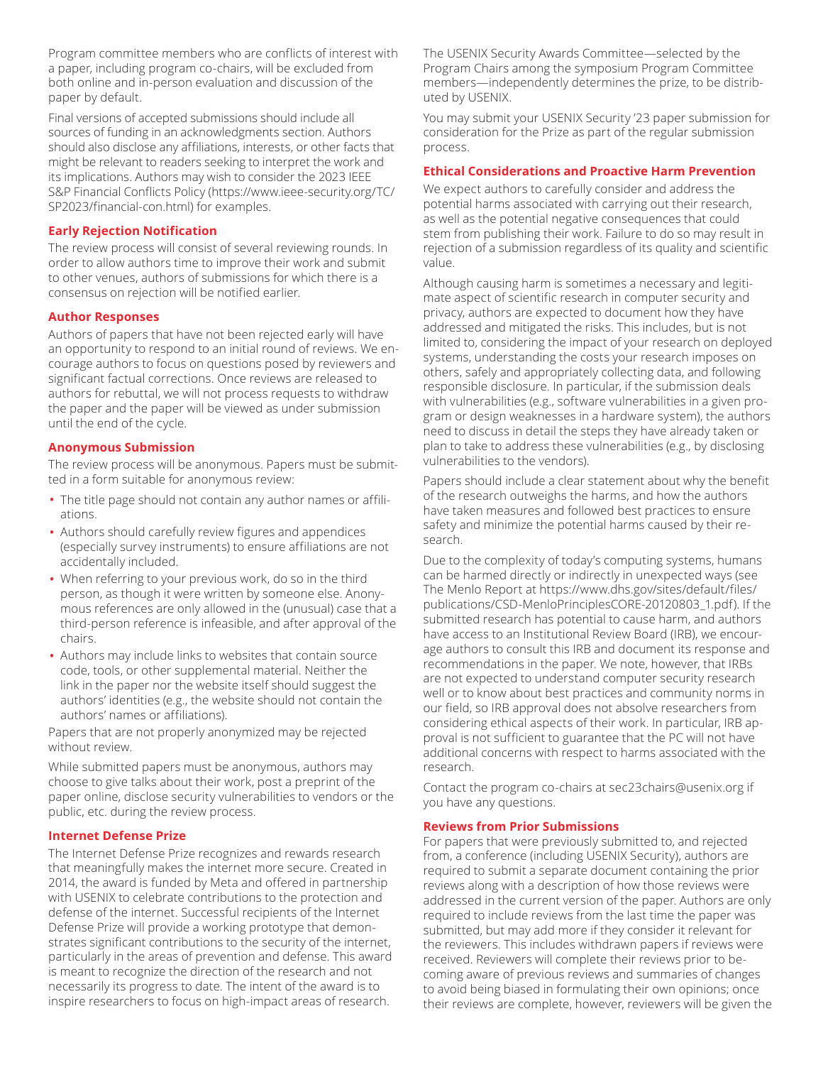Program committee members who are conflicts of interest with a paper, including program co-chairs, will be excluded from both online and in-person evaluation and discussion of the paper by default.

Final versions of accepted submissions should include all sources of funding in an acknowledgments section. Authors should also disclose any affiliations, interests, or other facts that might be relevant to readers seeking to interpret the work and its implications. Authors may wish to consider the 2023 IEEE S&P Financial Conflicts Policy (https://www.ieee-security.org/TC/SP2023/financial-con.html) for examples.

### Early Rejection Notification

The review process will consist of several reviewing rounds. In order to allow authors time to improve their work and submit to other venues, authors of submissions for which there is a consensus on rejection will be notified earlier.

### Author Responses

Authors of papers that have not been rejected early will have an opportunity to respond to an initial round of reviews. We encourage authors to focus on questions posed by reviewers and significant factual corrections. Once reviews are released to authors for rebuttal, we will not process requests to withdraw the paper and the paper will be viewed as under submission until the end of the cycle.

### Anonymous Submission

The review process will be anonymous. Papers must be submitted in a form suitable for anonymous review:

- The title page should not contain any author names or affiliations.
- Authors should carefully review figures and appendices (especially survey instruments) to ensure affiliations are not accidentally included.
- When referring to your previous work, do so in the third person, as though it were written by someone else. Anonymous references are only allowed in the (unusual) case that a third-person reference is infeasible, and after approval of the chairs.
- Authors may include links to websites that contain source code, tools, or other supplemental material. Neither the link in the paper nor the website itself should suggest the authors' identities (e.g., the website should not contain the authors' names or affiliations).

Papers that are not properly anonymized may be rejected without review.

While submitted papers must be anonymous, authors may choose to give talks about their work, post a preprint of the paper online, disclose security vulnerabilities to vendors or the public, etc. during the review process.

### Internet Defense Prize

The Internet Defense Prize recognizes and rewards research that meaningfully makes the internet more secure. Created in 2014, the award is funded by Meta and offered in partnership with USENIX to celebrate contributions to the protection and defense of the internet. Successful recipients of the Internet Defense Prize will provide a working prototype that demonstrates significant contributions to the security of the internet, particularly in the areas of prevention and defense. This award is meant to recognize the direction of the research and not necessarily its progress to date. The intent of the award is to inspire researchers to focus on high-impact areas of research.

The USENIX Security Awards Committee—selected by the Program Chairs among the symposium Program Committee members—independently determines the prize, to be distributed by USENIX.

You may submit your USENIX Security '23 paper submission for consideration for the Prize as part of the regular submission process.

### Ethical Considerations and Proactive Harm Prevention

We expect authors to carefully consider and address the potential harms associated with carrying out their research, as well as the potential negative consequences that could stem from publishing their work. Failure to do so may result in rejection of a submission regardless of its quality and scientific value.

Although causing harm is sometimes a necessary and legitimate aspect of scientific research in computer security and privacy, authors are expected to document how they have addressed and mitigated the risks. This includes, but is not limited to, considering the impact of your research on deployed systems, understanding the costs your research imposes on others, safely and appropriately collecting data, and following responsible disclosure. In particular, if the submission deals with vulnerabilities (e.g., software vulnerabilities in a given program or design weaknesses in a hardware system), the authors need to discuss in detail the steps they have already taken or plan to take to address these vulnerabilities (e.g., by disclosing vulnerabilities to the vendors).

Papers should include a clear statement about why the benefit of the research outweighs the harms, and how the authors have taken measures and followed best practices to ensure safety and minimize the potential harms caused by their research.

Due to the complexity of today's computing systems, humans can be harmed directly or indirectly in unexpected ways (see The Menlo Report at https://www.dhs.gov/sites/default/files/publications/CSD-MenloPrinciplesCORE-20120803_1.pdf). If the submitted research has potential to cause harm, and authors have access to an Institutional Review Board (IRB), we encourage authors to consult this IRB and document its response and recommendations in the paper. We note, however, that IRBs are not expected to understand computer security research well or to know about best practices and community norms in our field, so IRB approval does not absolve researchers from considering ethical aspects of their work. In particular, IRB approval is not sufficient to guarantee that the PC will not have additional concerns with respect to harms associated with the research.

Contact the program co-chairs at sec23chairs@usenix.org if you have any questions.

### Reviews from Prior Submissions

For papers that were previously submitted to, and rejected from, a conference (including USENIX Security), authors are required to submit a separate document containing the prior reviews along with a description of how those reviews were addressed in the current version of the paper. Authors are only required to include reviews from the last time the paper was submitted, but may add more if they consider it relevant for the reviewers. This includes withdrawn papers if reviews were received. Reviewers will complete their reviews prior to becoming aware of previous reviews and summaries of changes to avoid being biased in formulating their own opinions; once their reviews are complete, however, reviewers will be given the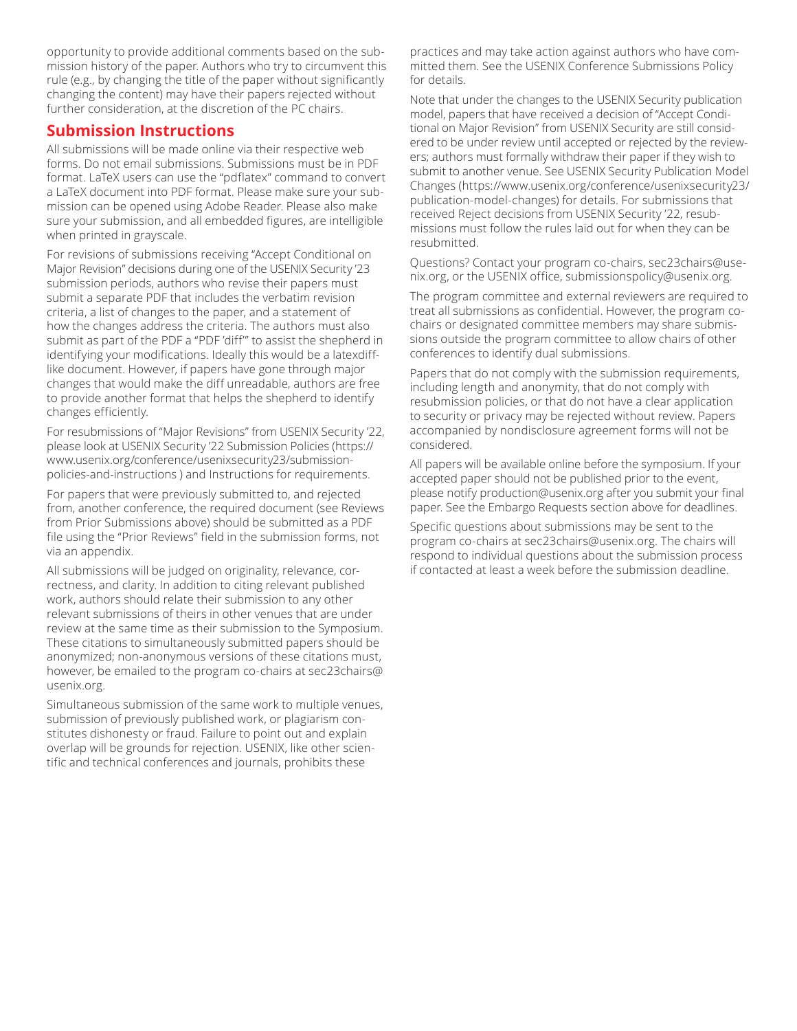opportunity to provide additional comments based on the submission history of the paper. Authors who try to circumvent this rule (e.g., by changing the title of the paper without significantly changing the content) may have their papers rejected without further consideration, at the discretion of the PC chairs.

## Submission Instructions

All submissions will be made online via their respective web forms. Do not email submissions. Submissions must be in PDF format. LaTeX users can use the "pdflatex" command to convert a LaTeX document into PDF format. Please make sure your submission can be opened using Adobe Reader. Please also make sure your submission, and all embedded figures, are intelligible when printed in grayscale.

For revisions of submissions receiving "Accept Conditional on Major Revision" decisions during one of the USENIX Security '23 submission periods, authors who revise their papers must submit a separate PDF that includes the verbatim revision criteria, a list of changes to the paper, and a statement of how the changes address the criteria. The authors must also submit as part of the PDF a "PDF 'diff'" to assist the shepherd in identifying your modifications. Ideally this would be a latexdiff-like document. However, if papers have gone through major changes that would make the diff unreadable, authors are free to provide another format that helps the shepherd to identify changes efficiently.

For resubmissions of "Major Revisions" from USENIX Security '22, please look at USENIX Security '22 Submission Policies (https://www.usenix.org/conference/usenixsecurity23/submission-policies-and-instructions ) and Instructions for requirements.

For papers that were previously submitted to, and rejected from, another conference, the required document (see Reviews from Prior Submissions above) should be submitted as a PDF file using the "Prior Reviews" field in the submission forms, not via an appendix.

All submissions will be judged on originality, relevance, correctness, and clarity. In addition to citing relevant published work, authors should relate their submission to any other relevant submissions of theirs in other venues that are under review at the same time as their submission to the Symposium. These citations to simultaneously submitted papers should be anonymized; non-anonymous versions of these citations must, however, be emailed to the program co-chairs at sec23chairs@usenix.org.

Simultaneous submission of the same work to multiple venues, submission of previously published work, or plagiarism constitutes dishonesty or fraud. Failure to point out and explain overlap will be grounds for rejection. USENIX, like other scientific and technical conferences and journals, prohibits these practices and may take action against authors who have committed them. See the USENIX Conference Submissions Policy for details.

Note that under the changes to the USENIX Security publication model, papers that have received a decision of "Accept Conditional on Major Revision" from USENIX Security are still considered to be under review until accepted or rejected by the reviewers; authors must formally withdraw their paper if they wish to submit to another venue. See USENIX Security Publication Model Changes (https://www.usenix.org/conference/usenixsecurity23/publication-model-changes) for details. For submissions that received Reject decisions from USENIX Security '22, resubmissions must follow the rules laid out for when they can be resubmitted.

Questions? Contact your program co-chairs, sec23chairs@usenix.org, or the USENIX office, submissionspolicy@usenix.org.

The program committee and external reviewers are required to treat all submissions as confidential. However, the program co-chairs or designated committee members may share submissions outside the program committee to allow chairs of other conferences to identify dual submissions.

Papers that do not comply with the submission requirements, including length and anonymity, that do not comply with resubmission policies, or that do not have a clear application to security or privacy may be rejected without review. Papers accompanied by nondisclosure agreement forms will not be considered.

All papers will be available online before the symposium. If your accepted paper should not be published prior to the event, please notify production@usenix.org after you submit your final paper. See the Embargo Requests section above for deadlines.

Specific questions about submissions may be sent to the program co-chairs at sec23chairs@usenix.org. The chairs will respond to individual questions about the submission process if contacted at least a week before the submission deadline.